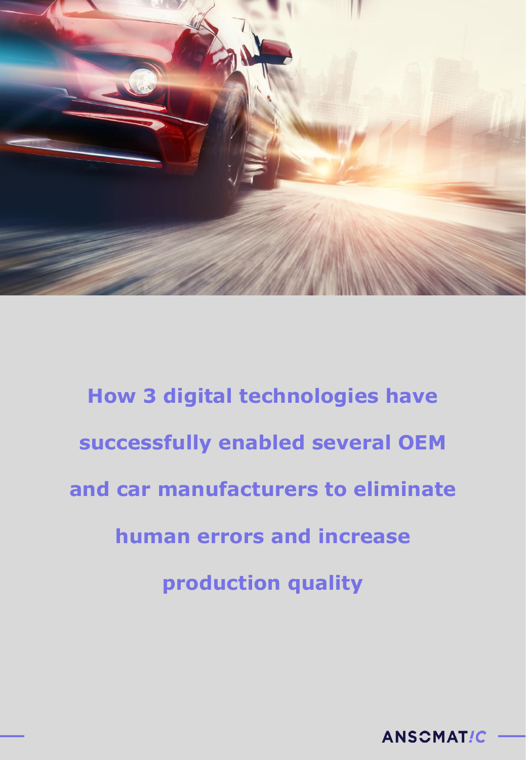# How 3 digital technologies have successfully enabled several OEM and car manufacturers to eliminate human errors and increase production quality

ANSOMATIC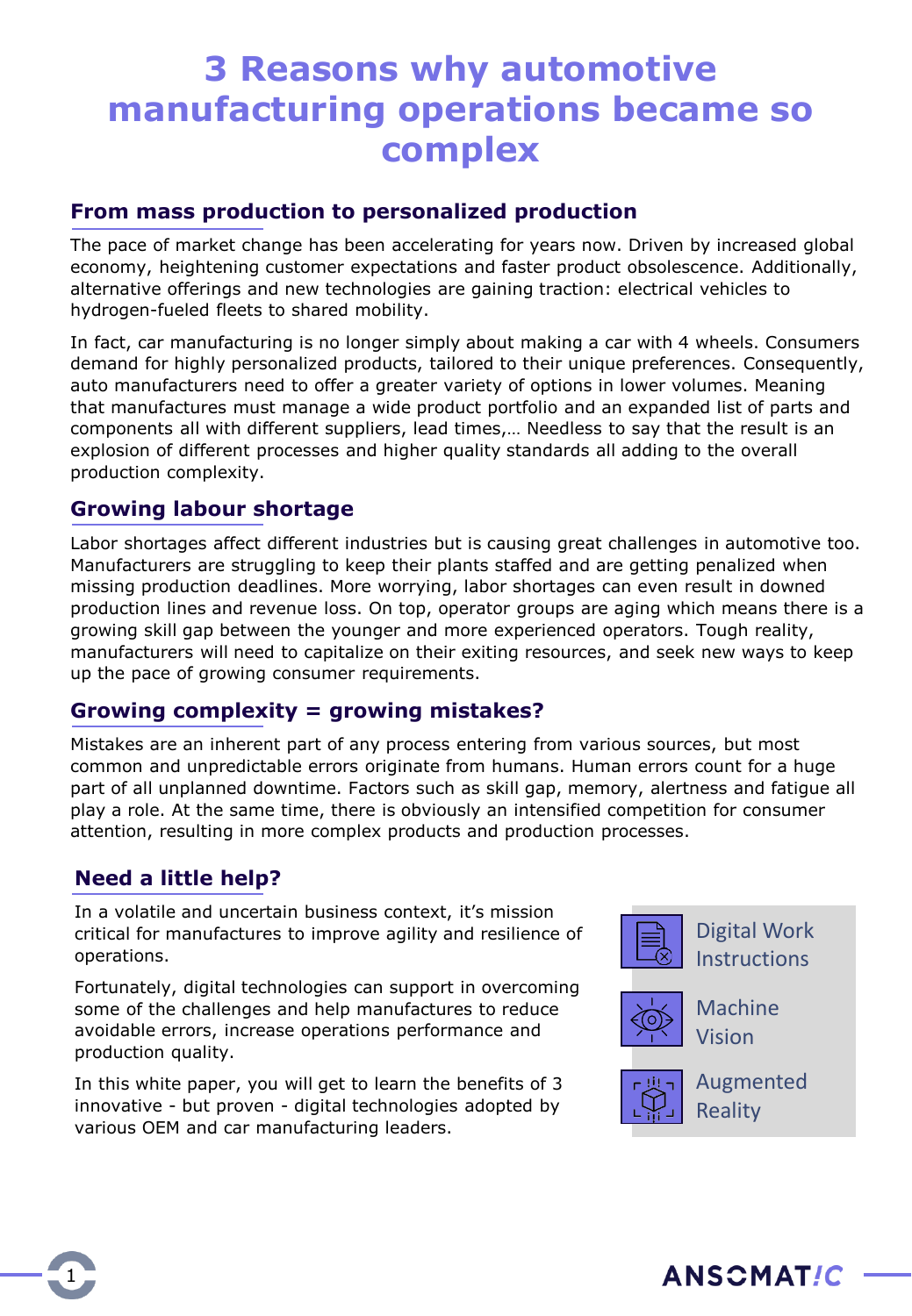# 3 Reasons why automotive manufacturing operations became so complex

## From mass production to personalized production

The pace of market change has been accelerating for years now. Driven by increased global economy, heightening customer expectations and faster product obsolescence. Additionally, alternative offerings and new technologies are gaining traction: electrical vehicles to hydrogen-fueled fleets to shared mobility.

In fact, car manufacturing is no longer simply about making a car with 4 wheels. Consumers demand for highly personalized products, tailored to their unique preferences. Consequently, auto manufacturers need to offer a greater variety of options in lower volumes. Meaning that manufactures must manage a wide product portfolio and an expanded list of parts and components all with different suppliers, lead times,… Needless to say that the result is an explosion of different processes and higher quality standards all adding to the overall production complexity.

## Growing labour shortage

Labor shortages affect different industries but is causing great challenges in automotive too. Manufacturers are struggling to keep their plants staffed and are getting penalized when missing production deadlines. More worrying, labor shortages can even result in downed production lines and revenue loss. On top, operator groups are aging which means there is a growing skill gap between the younger and more experienced operators. Tough reality, manufacturers will need to capitalize on their exiting resources, and seek new ways to keep up the pace of growing consumer requirements.

## Growing complexity = growing mistakes?

Mistakes are an inherent part of any process entering from various sources, but most common and unpredictable errors originate from humans. Human errors count for a huge part of all unplanned downtime. Factors such as skill gap, memory, alertness and fatigue all play a role. At the same time, there is obviously an intensified competition for consumer attention, resulting in more complex products and production processes.

## Need a little help?

In a volatile and uncertain business context, it's mission critical for manufactures to improve agility and resilience of operations.

Fortunately, digital technologies can support in overcoming some of the challenges and help manufactures to reduce avoidable errors, increase operations performance and production quality.

In this white paper, you will get to learn the benefits of 3 innovative - but proven - digital technologies adopted by various OEM and car manufacturing leaders.

- Digital Work Instructions
- Machine Vision
- Augmented Reality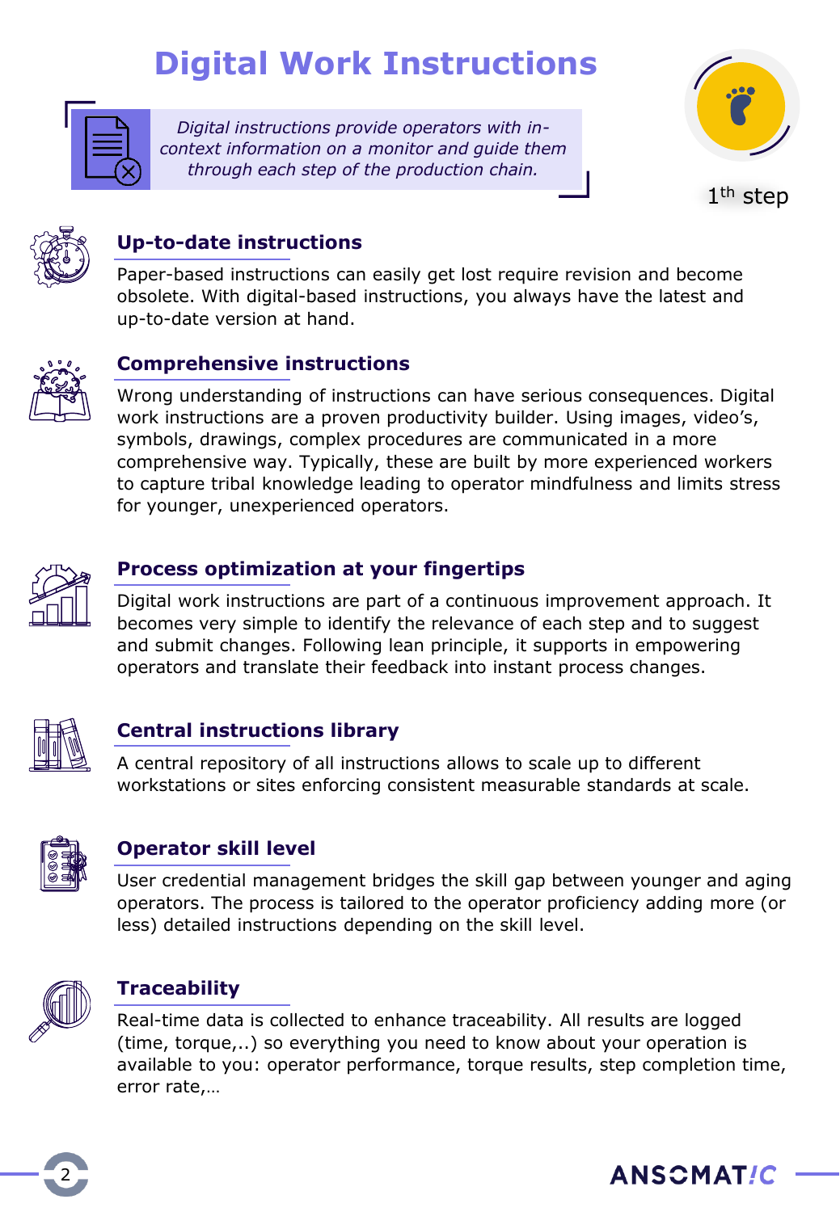# Digital Work Instructions

*Digital instructions provide operators with in-context information on a monitor and guide them through each step of the production chain.*

1th step

## Up-to-date instructions

Paper-based instructions can easily get lost require revision and become obsolete. With digital-based instructions, you always have the latest and up-to-date version at hand.

## Comprehensive instructions

Wrong understanding of instructions can have serious consequences. Digital work instructions are a proven productivity builder. Using images, video's, symbols, drawings, complex procedures are communicated in a more comprehensive way. Typically, these are built by more experienced workers to capture tribal knowledge leading to operator mindfulness and limits stress for younger, unexperienced operators.

## Process optimization at your fingertips

Digital work instructions are part of a continuous improvement approach. It becomes very simple to identify the relevance of each step and to suggest and submit changes. Following lean principle, it supports in empowering operators and translate their feedback into instant process changes.

## Central instructions library

A central repository of all instructions allows to scale up to different workstations or sites enforcing consistent measurable standards at scale.

## Operator skill level

User credential management bridges the skill gap between younger and aging operators. The process is tailored to the operator proficiency adding more (or less) detailed instructions depending on the skill level.

## Traceability

Real-time data is collected to enhance traceability. All results are logged (time, torque,..) so everything you need to know about your operation is available to you: operator performance, torque results, step completion time, error rate,…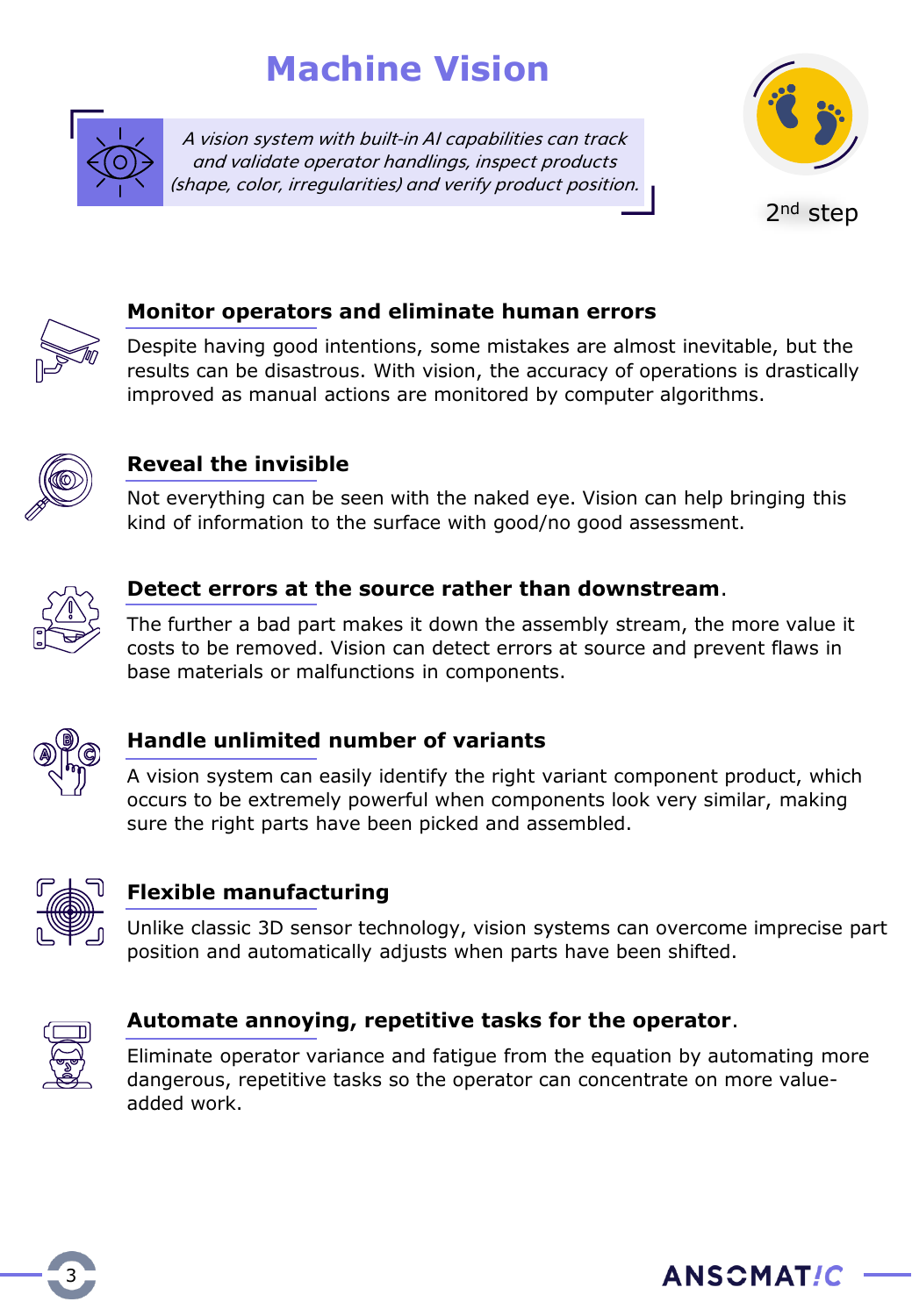# Machine Vision

*A vision system with built-in AI capabilities can track and validate operator handlings, inspect products (shape, color, irregularities) and verify product position.*

2nd step

### Monitor operators and eliminate human errors

Despite having good intentions, some mistakes are almost inevitable, but the results can be disastrous. With vision, the accuracy of operations is drastically improved as manual actions are monitored by computer algorithms.

### Reveal the invisible

Not everything can be seen with the naked eye. Vision can help bringing this kind of information to the surface with good/no good assessment.

### Detect errors at the source rather than downstream.

The further a bad part makes it down the assembly stream, the more value it costs to be removed. Vision can detect errors at source and prevent flaws in base materials or malfunctions in components.

### Handle unlimited number of variants

A vision system can easily identify the right variant component product, which occurs to be extremely powerful when components look very similar, making sure the right parts have been picked and assembled.

### Flexible manufacturing

Unlike classic 3D sensor technology, vision systems can overcome imprecise part position and automatically adjusts when parts have been shifted.

### Automate annoying, repetitive tasks for the operator.

Eliminate operator variance and fatigue from the equation by automating more dangerous, repetitive tasks so the operator can concentrate on more value-added work.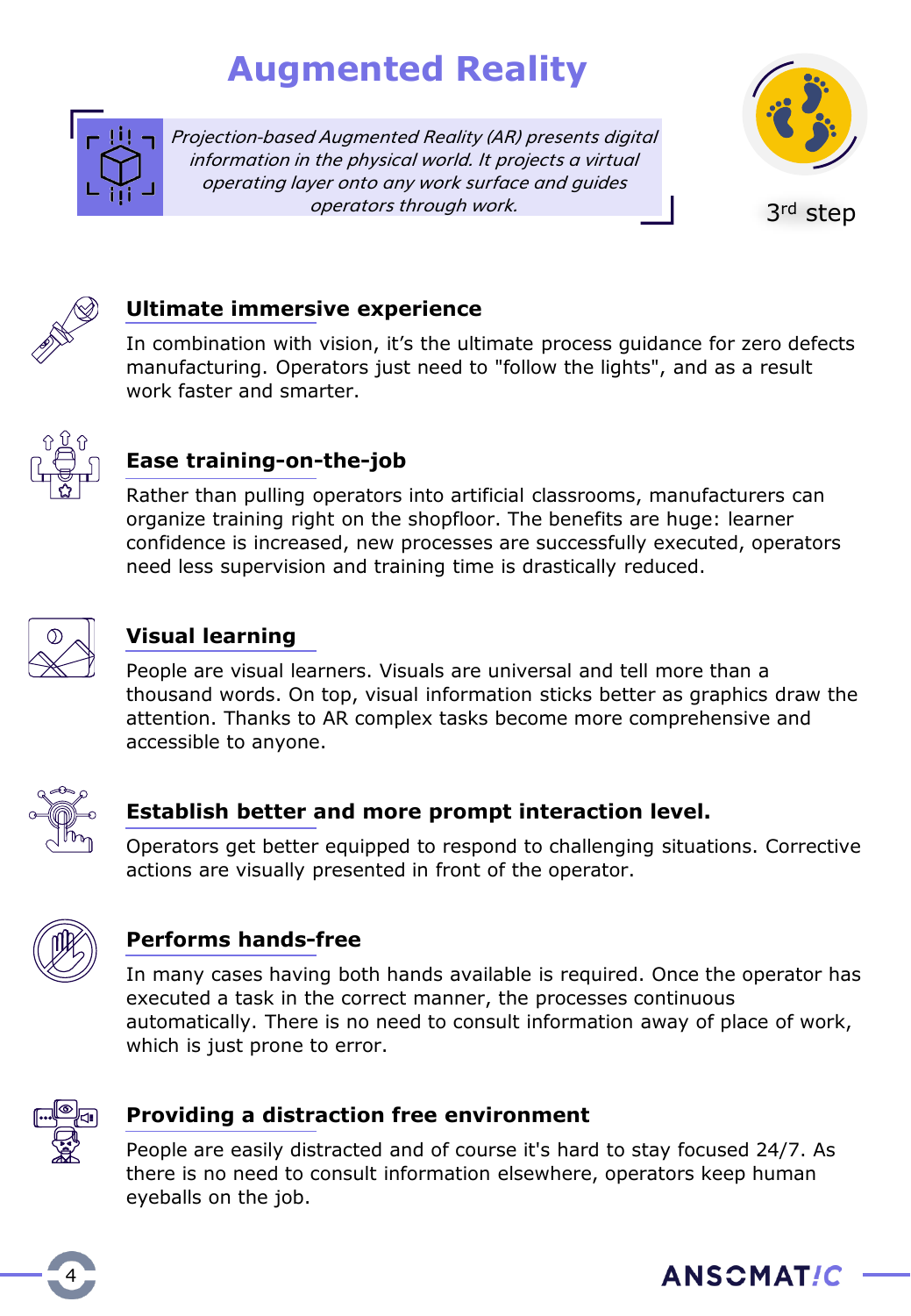# Augmented Reality

*Projection-based Augmented Reality (AR) presents digital information in the physical world. It projects a virtual operating layer onto any work surface and guides operators through work.*

3rd step

### Ultimate immersive experience

In combination with vision, it's the ultimate process guidance for zero defects manufacturing. Operators just need to "follow the lights", and as a result work faster and smarter.

### Ease training-on-the-job

Rather than pulling operators into artificial classrooms, manufacturers can organize training right on the shopfloor. The benefits are huge: learner confidence is increased, new processes are successfully executed, operators need less supervision and training time is drastically reduced.

### Visual learning

People are visual learners. Visuals are universal and tell more than a thousand words. On top, visual information sticks better as graphics draw the attention. Thanks to AR complex tasks become more comprehensive and accessible to anyone.

### Establish better and more prompt interaction level.

Operators get better equipped to respond to challenging situations. Corrective actions are visually presented in front of the operator.

### Performs hands-free

In many cases having both hands available is required. Once the operator has executed a task in the correct manner, the processes continuous automatically. There is no need to consult information away of place of work, which is just prone to error.

### Providing a distraction free environment

People are easily distracted and of course it's hard to stay focused 24/7. As there is no need to consult information elsewhere, operators keep human eyeballs on the job.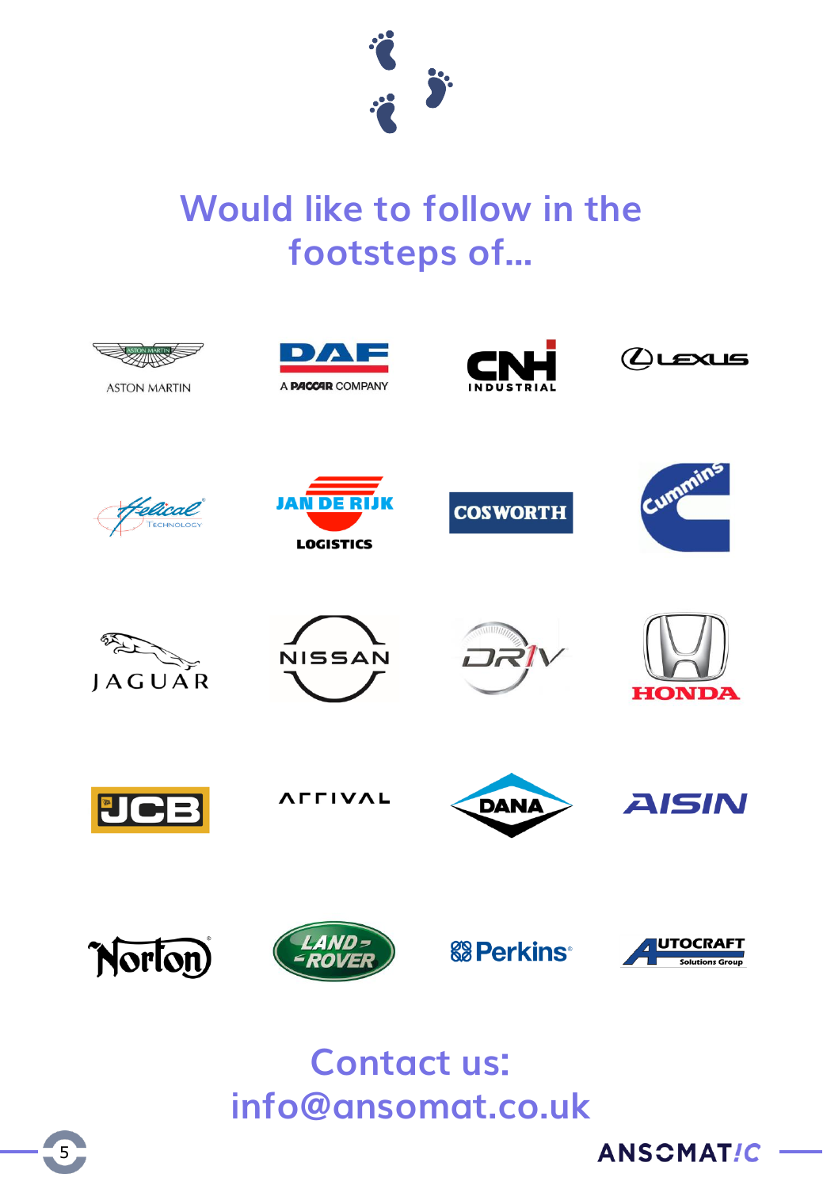## Would like to follow in the footsteps of...

ASTON MARTIN

DAF A PACCAR COMPANY

CNH INDUSTRIAL

LEXUS

Helical Technology

JAN DE RIJK LOGISTICS

COSWORTH

Cummins

JAGUAR

NISSAN

DRIV

HONDA

JCB

ARRIVAL

DANA

AISIN

Norton

LAND ROVER

Perkins

AUTOCRAFT Solutions Group

## Contact us: info@ansomat.co.uk